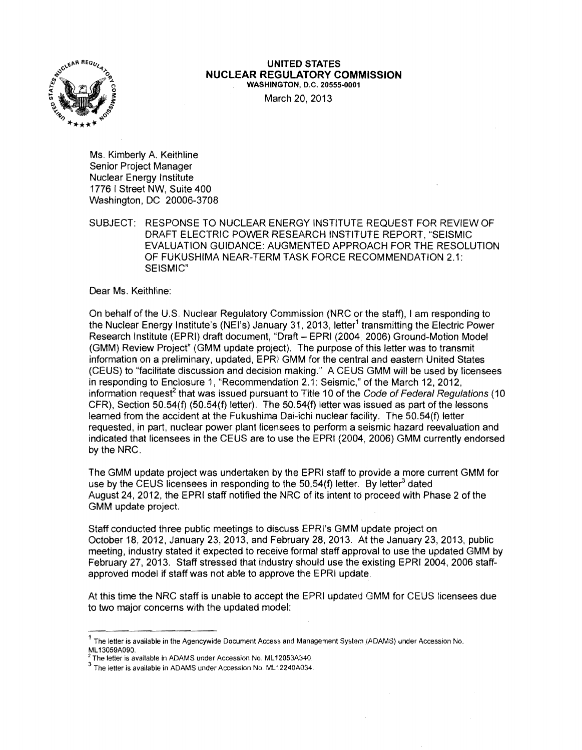**UNITED STATES**
**NUCLEAR REGULATORY COMMISSION**
**WASHINGTON, D.C. 20555-0001**

March 20, 2013

Ms. Kimberly A. Keithline
Senior Project Manager
Nuclear Energy Institute
1776 I Street NW, Suite 400
Washington, DC 20006-3708

SUBJECT: RESPONSE TO NUCLEAR ENERGY INSTITUTE REQUEST FOR REVIEW OF DRAFT ELECTRIC POWER RESEARCH INSTITUTE REPORT, "SEISMIC EVALUATION GUIDANCE: AUGMENTED APPROACH FOR THE RESOLUTION OF FUKUSHIMA NEAR-TERM TASK FORCE RECOMMENDATION 2.1: SEISMIC"

Dear Ms. Keithline:

On behalf of the U.S. Nuclear Regulatory Commission (NRC or the staff), I am responding to the Nuclear Energy Institute's (NEI's) January 31, 2013, letter[1] transmitting the Electric Power Research Institute (EPRI) draft document, "Draft – EPRI (2004, 2006) Ground-Motion Model (GMM) Review Project" (GMM update project). The purpose of this letter was to transmit information on a preliminary, updated, EPRI GMM for the central and eastern United States (CEUS) to "facilitate discussion and decision making." A CEUS GMM will be used by licensees in responding to Enclosure 1, "Recommendation 2.1: Seismic," of the March 12, 2012, information request[2] that was issued pursuant to Title 10 of the *Code of Federal Regulations* (10 CFR), Section 50.54(f) (50.54(f) letter). The 50.54(f) letter was issued as part of the lessons learned from the accident at the Fukushima Dai-ichi nuclear facility. The 50.54(f) letter requested, in part, nuclear power plant licensees to perform a seismic hazard reevaluation and indicated that licensees in the CEUS are to use the EPRI (2004, 2006) GMM currently endorsed by the NRC.

The GMM update project was undertaken by the EPRI staff to provide a more current GMM for use by the CEUS licensees in responding to the 50.54(f) letter. By letter[3] dated August 24, 2012, the EPRI staff notified the NRC of its intent to proceed with Phase 2 of the GMM update project.

Staff conducted three public meetings to discuss EPRI's GMM update project on October 18, 2012, January 23, 2013, and February 28, 2013. At the January 23, 2013, public meeting, industry stated it expected to receive formal staff approval to use the updated GMM by February 27, 2013. Staff stressed that industry should use the existing EPRI 2004, 2006 staff-approved model if staff was not able to approve the EPRI update.

At this time the NRC staff is unable to accept the EPRI updated GMM for CEUS licensees due to two major concerns with the updated model:

---

[1] The letter is available in the Agencywide Document Access and Management System (ADAMS) under Accession No. ML13059A090.

[2] The letter is available in ADAMS under Accession No. ML12053A340.

[3] The letter is available in ADAMS under Accession No. ML12240A034.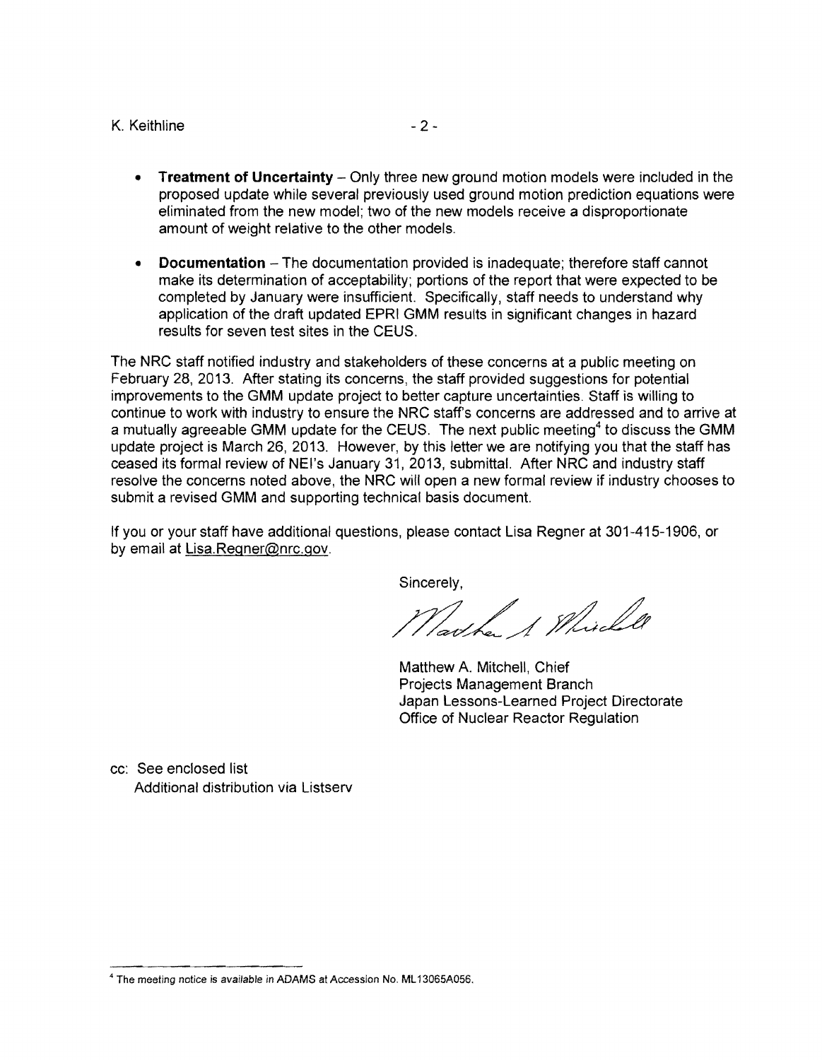- **Treatment of Uncertainty** – Only three new ground motion models were included in the proposed update while several previously used ground motion prediction equations were eliminated from the new model; two of the new models receive a disproportionate amount of weight relative to the other models.

- **Documentation** – The documentation provided is inadequate; therefore staff cannot make its determination of acceptability; portions of the report that were expected to be completed by January were insufficient. Specifically, staff needs to understand why application of the draft updated EPRI GMM results in significant changes in hazard results for seven test sites in the CEUS.

The NRC staff notified industry and stakeholders of these concerns at a public meeting on February 28, 2013. After stating its concerns, the staff provided suggestions for potential improvements to the GMM update project to better capture uncertainties. Staff is willing to continue to work with industry to ensure the NRC staff's concerns are addressed and to arrive at a mutually agreeable GMM update for the CEUS. The next public meeting[4] to discuss the GMM update project is March 26, 2013. However, by this letter we are notifying you that the staff has ceased its formal review of NEI's January 31, 2013, submittal. After NRC and industry staff resolve the concerns noted above, the NRC will open a new formal review if industry chooses to submit a revised GMM and supporting technical basis document.

If you or your staff have additional questions, please contact Lisa Regner at 301-415-1906, or by email at Lisa.Regner@nrc.gov.

Sincerely,

Matthew A. Mitchell, Chief
Projects Management Branch
Japan Lessons-Learned Project Directorate
Office of Nuclear Reactor Regulation

cc: See enclosed list
Additional distribution via Listserv

---

[4] The meeting notice is available in ADAMS at Accession No. ML13065A056.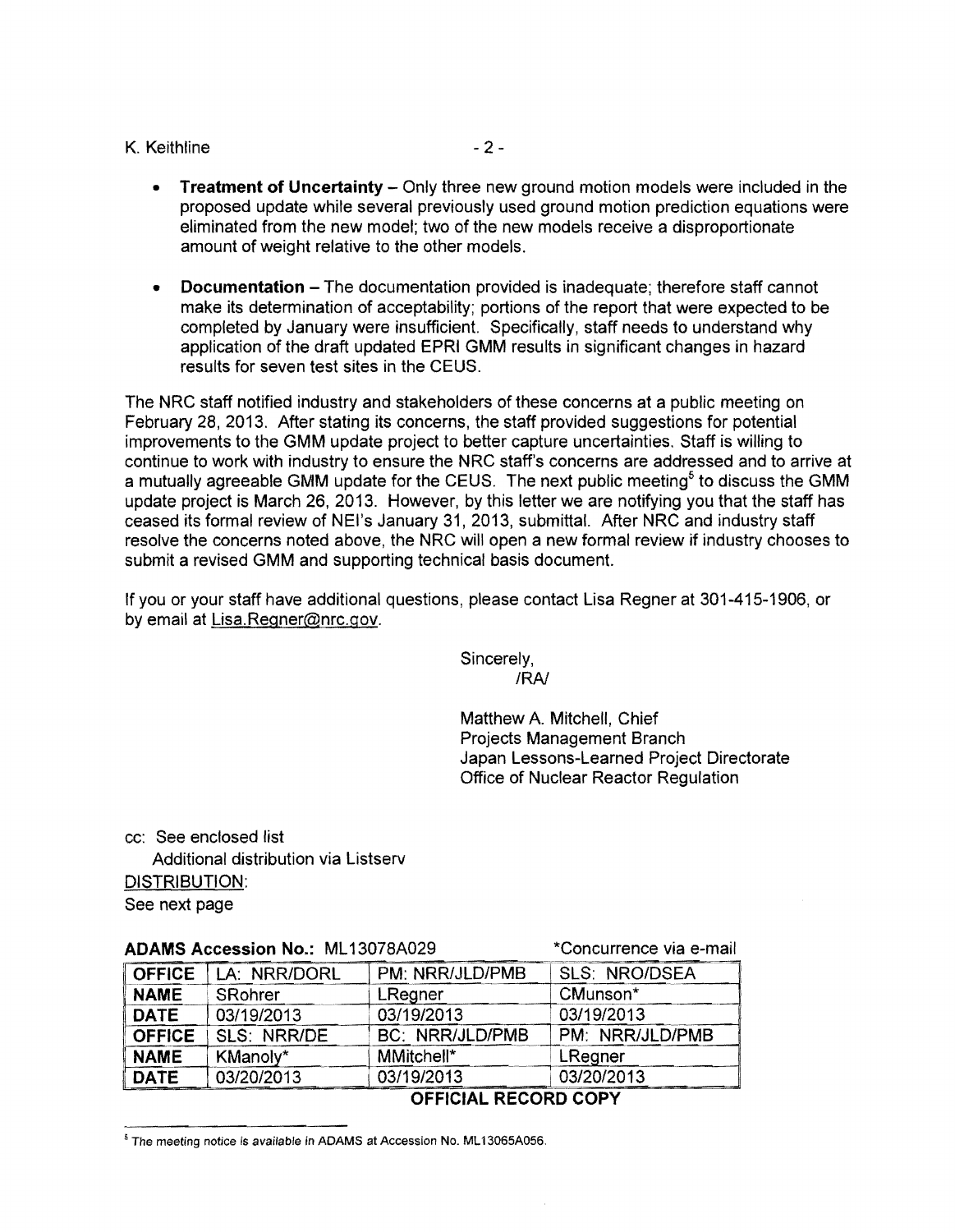- **Treatment of Uncertainty** – Only three new ground motion models were included in the proposed update while several previously used ground motion prediction equations were eliminated from the new model; two of the new models receive a disproportionate amount of weight relative to the other models.

- **Documentation** – The documentation provided is inadequate; therefore staff cannot make its determination of acceptability; portions of the report that were expected to be completed by January were insufficient. Specifically, staff needs to understand why application of the draft updated EPRI GMM results in significant changes in hazard results for seven test sites in the CEUS.

The NRC staff notified industry and stakeholders of these concerns at a public meeting on February 28, 2013. After stating its concerns, the staff provided suggestions for potential improvements to the GMM update project to better capture uncertainties. Staff is willing to continue to work with industry to ensure the NRC staff's concerns are addressed and to arrive at a mutually agreeable GMM update for the CEUS. The next public meeting[5] to discuss the GMM update project is March 26, 2013. However, by this letter we are notifying you that the staff has ceased its formal review of NEI's January 31, 2013, submittal. After NRC and industry staff resolve the concerns noted above, the NRC will open a new formal review if industry chooses to submit a revised GMM and supporting technical basis document.

If you or your staff have additional questions, please contact Lisa Regner at 301-415-1906, or by email at Lisa.Regner@nrc.gov.

Sincerely,
/RA/

Matthew A. Mitchell, Chief
Projects Management Branch
Japan Lessons-Learned Project Directorate
Office of Nuclear Reactor Regulation

cc: See enclosed list
Additional distribution via Listserv

DISTRIBUTION:
See next page

**ADAMS Accession No.:** ML13078A029 *Concurrence via e-mail

| OFFICE | LA: NRR/DORL | PM: NRR/JLD/PMB | SLS: NRO/DSEA |
|---|---|---|---|
| NAME | SRohrer | LRegner | CMunson* |
| DATE | 03/19/2013 | 03/19/2013 | 03/19/2013 |
| OFFICE | SLS: NRR/DE | BC: NRR/JLD/PMB | PM: NRR/JLD/PMB |
| NAME | KManoly* | MMitchell* | LRegner |
| DATE | 03/20/2013 | 03/19/2013 | 03/20/2013 |

**OFFICIAL RECORD COPY**

[5] The meeting notice is available in ADAMS at Accession No. ML13065A056.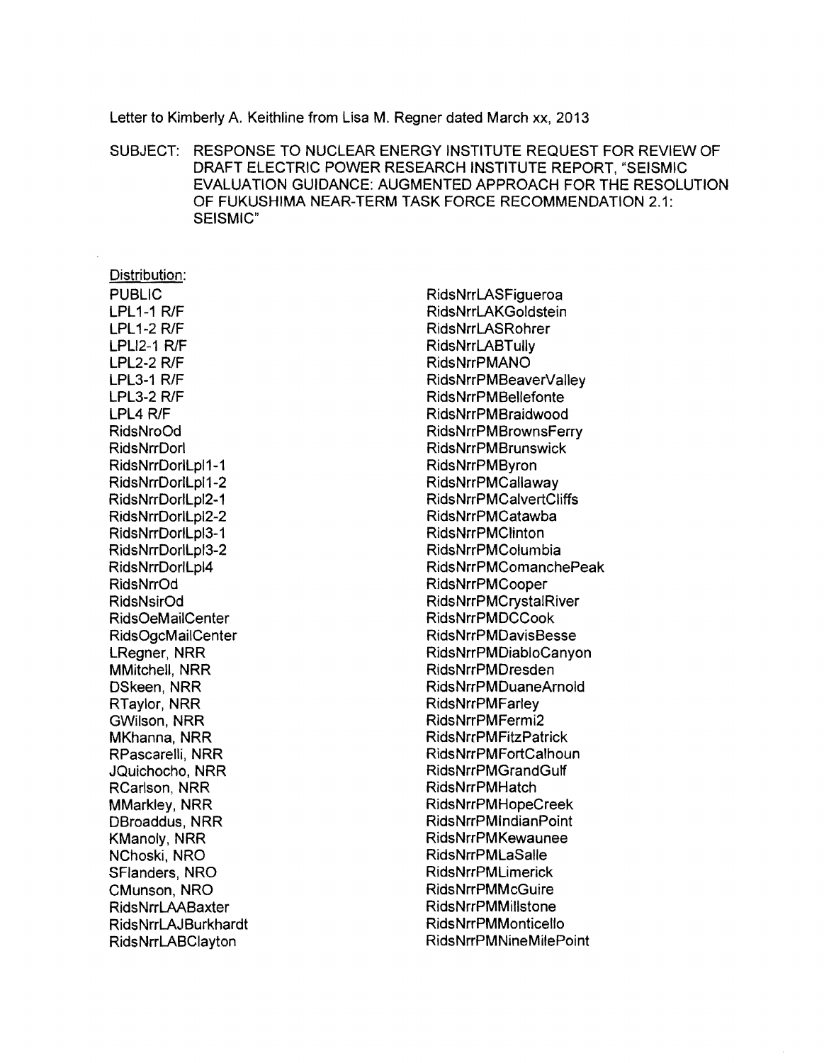Letter to Kimberly A. Keithline from Lisa M. Regner dated March xx, 2013

SUBJECT: RESPONSE TO NUCLEAR ENERGY INSTITUTE REQUEST FOR REVIEW OF DRAFT ELECTRIC POWER RESEARCH INSTITUTE REPORT, "SEISMIC EVALUATION GUIDANCE: AUGMENTED APPROACH FOR THE RESOLUTION OF FUKUSHIMA NEAR-TERM TASK FORCE RECOMMENDATION 2.1: SEISMIC"

Distribution:
PUBLIC
LPL1-1 R/F
LPL1-2 R/F
LPLI2-1 R/F
LPL2-2 R/F
LPL3-1 R/F
LPL3-2 R/F
LPL4 R/F
RidsNroOd
RidsNrrDorl
RidsNrrDorlLpl1-1
RidsNrrDorlLpl1-2
RidsNrrDorlLpl2-1
RidsNrrDorlLpl2-2
RidsNrrDorlLpl3-1
RidsNrrDorlLpl3-2
RidsNrrDorlLpl4
RidsNrrOd
RidsNsirOd
RidsOeMailCenter
RidsOgcMailCenter
LRegner, NRR
MMitchell, NRR
DSkeen, NRR
RTaylor, NRR
GWilson, NRR
MKhanna, NRR
RPascarelli, NRR
JQuichocho, NRR
RCarlson, NRR
MMarkley, NRR
DBroaddus, NRR
KManoly, NRR
NChoski, NRO
SFlanders, NRO
CMunson, NRO
RidsNrrLAABaxter
RidsNrrLAJBurkhardt
RidsNrrLABClayton
RidsNrrLASFigueroa
RidsNrrLAKGoldstein
RidsNrrLASRohrer
RidsNrrLABTully
RidsNrrPMANO
RidsNrrPMBeaverValley
RidsNrrPMBellefonte
RidsNrrPMBraidwood
RidsNrrPMBrownsFerry
RidsNrrPMBrunswick
RidsNrrPMByron
RidsNrrPMCallaway
RidsNrrPMCalvertCliffs
RidsNrrPMCatawba
RidsNrrPMClinton
RidsNrrPMColumbia
RidsNrrPMComanchePeak
RidsNrrPMCooper
RidsNrrPMCrystalRiver
RidsNrrPMDCCook
RidsNrrPMDavisBesse
RidsNrrPMDiabloCanyon
RidsNrrPMDresden
RidsNrrPMDuaneArnold
RidsNrrPMFarley
RidsNrrPMFermi2
RidsNrrPMFitzPatrick
RidsNrrPMFortCalhoun
RidsNrrPMGrandGulf
RidsNrrPMHatch
RidsNrrPMHopeCreek
RidsNrrPMIndianPoint
RidsNrrPMKewaunee
RidsNrrPMLaSalle
RidsNrrPMLimerick
RidsNrrPMMcGuire
RidsNrrPMMillstone
RidsNrrPMMonticello
RidsNrrPMNineMilePoint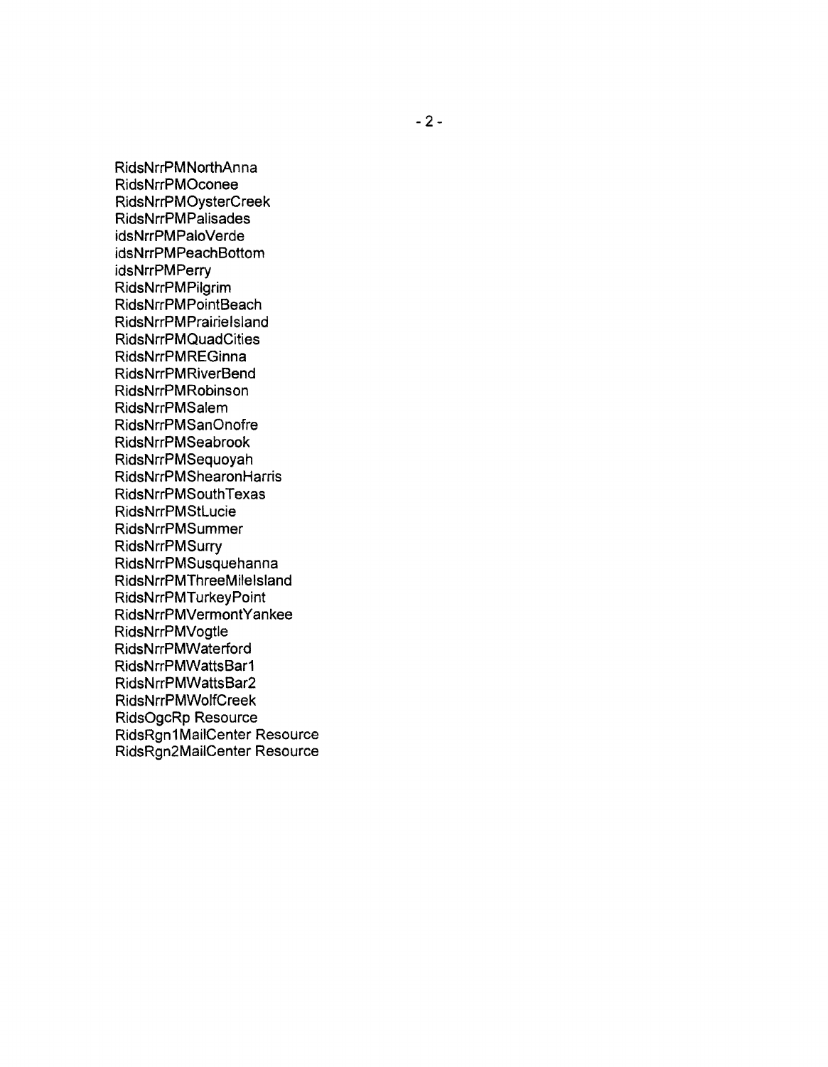RidsNrrPMNorthAnna
RidsNrrPMOconee
RidsNrrPMOysterCreek
RidsNrrPMPalisades
idsNrrPMPaloVerde
idsNrrPMPeachBottom
idsNrrPMPerry
RidsNrrPMPilgrim
RidsNrrPMPointBeach
RidsNrrPMPrairieIsland
RidsNrrPMQuadCities
RidsNrrPMREGinna
RidsNrrPMRiverBend
RidsNrrPMRobinson
RidsNrrPMSalem
RidsNrrPMSanOnofre
RidsNrrPMSeabrook
RidsNrrPMSequoyah
RidsNrrPMShearonHarris
RidsNrrPMSouthTexas
RidsNrrPMStLucie
RidsNrrPMSummer
RidsNrrPMSurry
RidsNrrPMSusquehanna
RidsNrrPMThreeMileIsland
RidsNrrPMTurkeyPoint
RidsNrrPMVermontYankee
RidsNrrPMVogtle
RidsNrrPMWaterford
RidsNrrPMWattsBar1
RidsNrrPMWattsBar2
RidsNrrPMWolfCreek
RidsOgcRp Resource
RidsRgn1MailCenter Resource
RidsRgn2MailCenter Resource